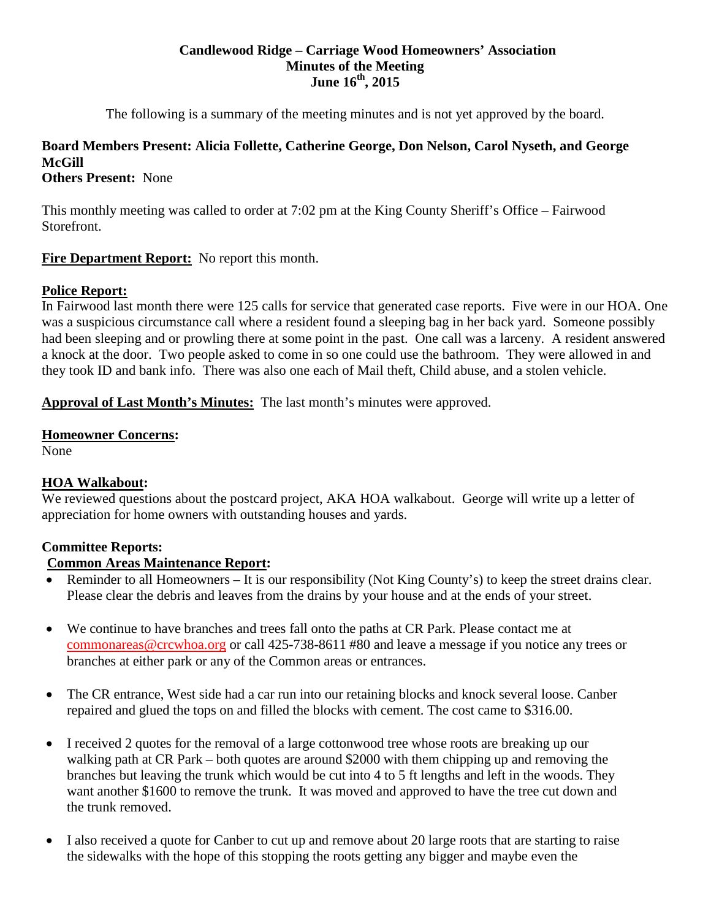# Candlewood Ridge – Carriage Wood Homeowners' Association
## Minutes of the Meeting
## June 16th, 2015

The following is a summary of the meeting minutes and is not yet approved by the board.

**Board Members Present: Alicia Follette, Catherine George, Don Nelson, Carol Nyseth, and George McGill**
**Others Present:** None

This monthly meeting was called to order at 7:02 pm at the King County Sheriff's Office – Fairwood Storefront.

**Fire Department Report:** No report this month.

**Police Report:**
In Fairwood last month there were 125 calls for service that generated case reports. Five were in our HOA. One was a suspicious circumstance call where a resident found a sleeping bag in her back yard. Someone possibly had been sleeping and or prowling there at some point in the past. One call was a larceny. A resident answered a knock at the door. Two people asked to come in so one could use the bathroom. They were allowed in and they took ID and bank info. There was also one each of Mail theft, Child abuse, and a stolen vehicle.

**Approval of Last Month's Minutes:** The last month's minutes were approved.

**Homeowner Concerns:**
None

**HOA Walkabout:**
We reviewed questions about the postcard project, AKA HOA walkabout. George will write up a letter of appreciation for home owners with outstanding houses and yards.

**Committee Reports:**

**Common Areas Maintenance Report:**

- Reminder to all Homeowners – It is our responsibility (Not King County's) to keep the street drains clear. Please clear the debris and leaves from the drains by your house and at the ends of your street.
- We continue to have branches and trees fall onto the paths at CR Park. Please contact me at commonareas@crcwhoa.org or call 425-738-8611 #80 and leave a message if you notice any trees or branches at either park or any of the Common areas or entrances.
- The CR entrance, West side had a car run into our retaining blocks and knock several loose. Canber repaired and glued the tops on and filled the blocks with cement. The cost came to $316.00.
- I received 2 quotes for the removal of a large cottonwood tree whose roots are breaking up our walking path at CR Park – both quotes are around $2000 with them chipping up and removing the branches but leaving the trunk which would be cut into 4 to 5 ft lengths and left in the woods. They want another $1600 to remove the trunk. It was moved and approved to have the tree cut down and the trunk removed.
- I also received a quote for Canber to cut up and remove about 20 large roots that are starting to raise the sidewalks with the hope of this stopping the roots getting any bigger and maybe even the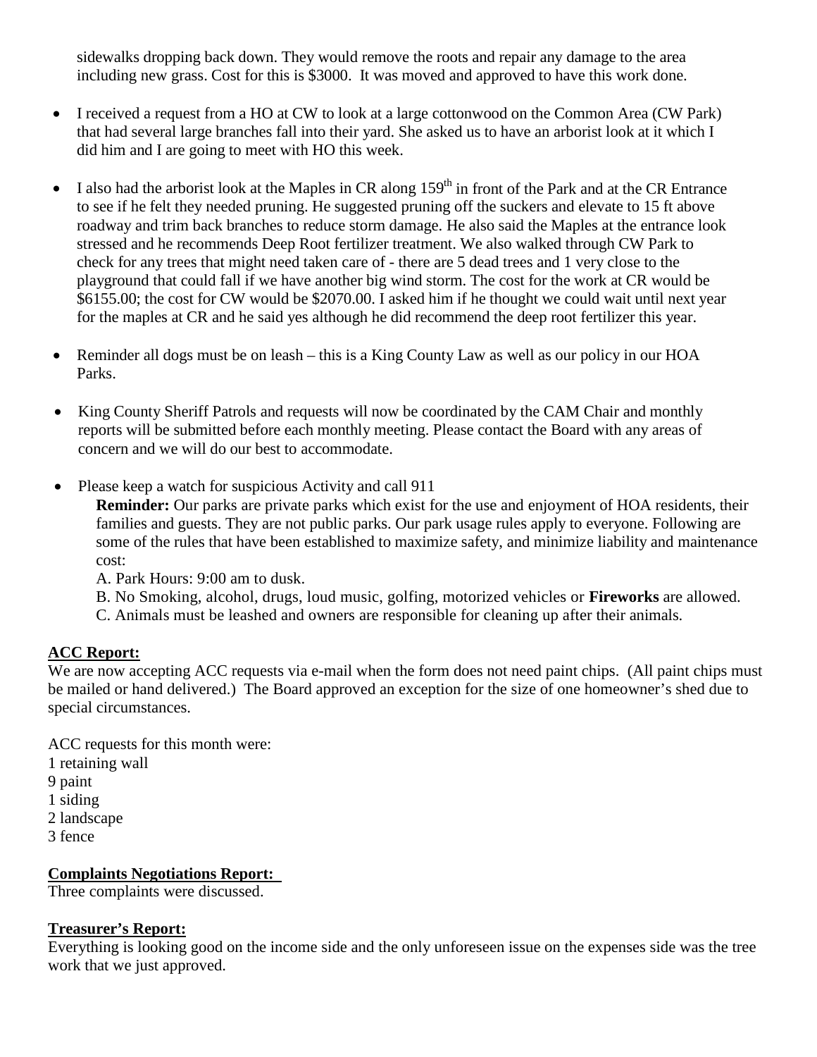sidewalks dropping back down. They would remove the roots and repair any damage to the area including new grass. Cost for this is $3000. It was moved and approved to have this work done.

- I received a request from a HO at CW to look at a large cottonwood on the Common Area (CW Park) that had several large branches fall into their yard. She asked us to have an arborist look at it which I did him and I are going to meet with HO this week.

- I also had the arborist look at the Maples in CR along 159th in front of the Park and at the CR Entrance to see if he felt they needed pruning. He suggested pruning off the suckers and elevate to 15 ft above roadway and trim back branches to reduce storm damage. He also said the Maples at the entrance look stressed and he recommends Deep Root fertilizer treatment. We also walked through CW Park to check for any trees that might need taken care of - there are 5 dead trees and 1 very close to the playground that could fall if we have another big wind storm. The cost for the work at CR would be $6155.00; the cost for CW would be $2070.00. I asked him if he thought we could wait until next year for the maples at CR and he said yes although he did recommend the deep root fertilizer this year.

- Reminder all dogs must be on leash – this is a King County Law as well as our policy in our HOA Parks.

- King County Sheriff Patrols and requests will now be coordinated by the CAM Chair and monthly reports will be submitted before each monthly meeting. Please contact the Board with any areas of concern and we will do our best to accommodate.

- Please keep a watch for suspicious Activity and call 911

  **Reminder:** Our parks are private parks which exist for the use and enjoyment of HOA residents, their families and guests. They are not public parks. Our park usage rules apply to everyone. Following are some of the rules that have been established to maximize safety, and minimize liability and maintenance cost:

  A. Park Hours: 9:00 am to dusk.
  B. No Smoking, alcohol, drugs, loud music, golfing, motorized vehicles or **Fireworks** are allowed.
  C. Animals must be leashed and owners are responsible for cleaning up after their animals.

**ACC Report:**

We are now accepting ACC requests via e-mail when the form does not need paint chips. (All paint chips must be mailed or hand delivered.) The Board approved an exception for the size of one homeowner's shed due to special circumstances.

ACC requests for this month were:
1 retaining wall
9 paint
1 siding
2 landscape
3 fence

**Complaints Negotiations Report:**

Three complaints were discussed.

**Treasurer's Report:**

Everything is looking good on the income side and the only unforeseen issue on the expenses side was the tree work that we just approved.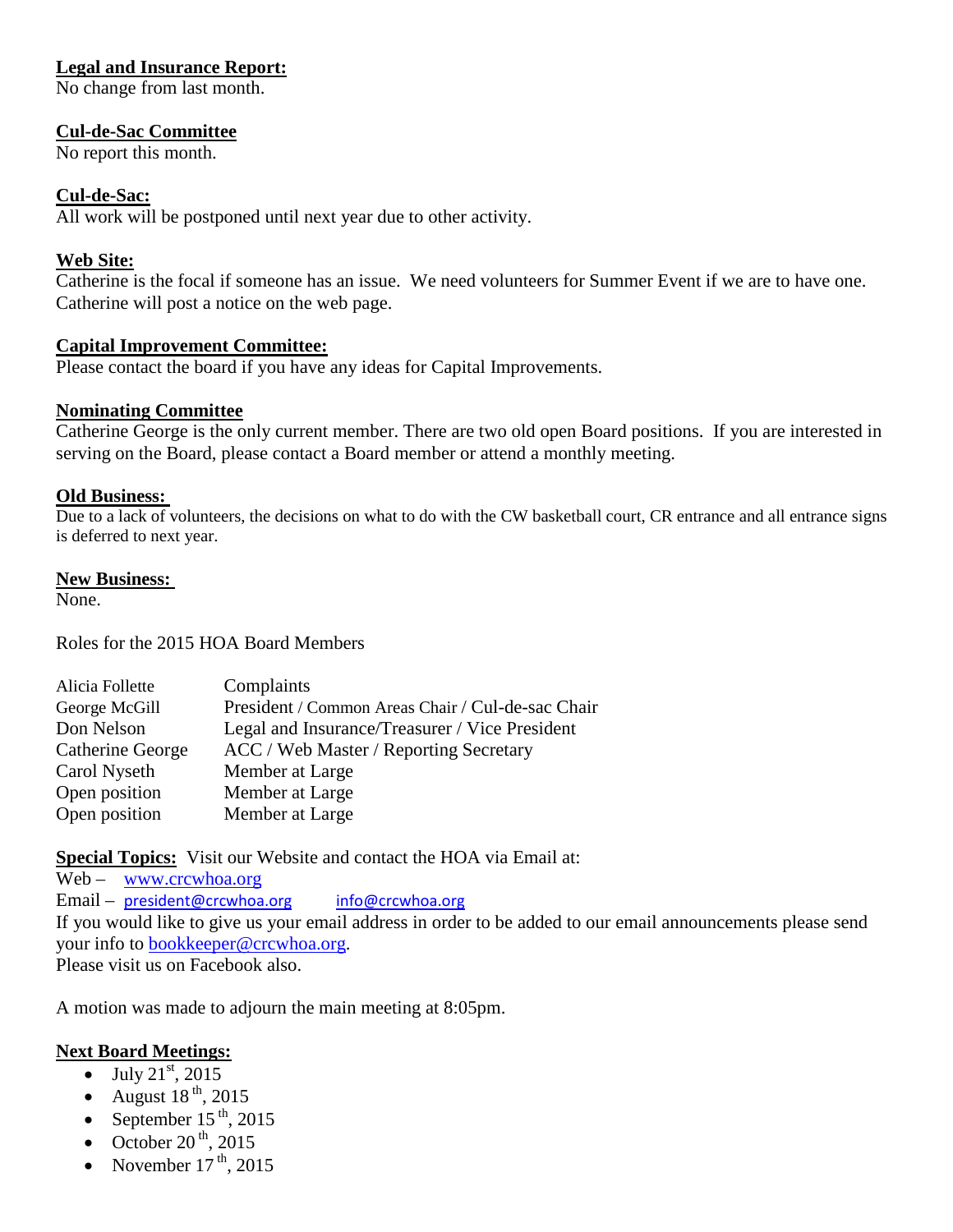**Legal and Insurance Report:**
No change from last month.

**Cul-de-Sac Committee**
No report this month.

**Cul-de-Sac:**
All work will be postponed until next year due to other activity.

**Web Site:**
Catherine is the focal if someone has an issue. We need volunteers for Summer Event if we are to have one. Catherine will post a notice on the web page.

**Capital Improvement Committee:**
Please contact the board if you have any ideas for Capital Improvements.

**Nominating Committee**
Catherine George is the only current member. There are two old open Board positions. If you are interested in serving on the Board, please contact a Board member or attend a monthly meeting.

**Old Business:**
Due to a lack of volunteers, the decisions on what to do with the CW basketball court, CR entrance and all entrance signs is deferred to next year.

**New Business:**
None.

Roles for the 2015 HOA Board Members

| | |
|---|---|
| Alicia Follette | Complaints |
| George McGill | President / Common Areas Chair / Cul-de-sac Chair |
| Don Nelson | Legal and Insurance/Treasurer / Vice President |
| Catherine George | ACC / Web Master / Reporting Secretary |
| Carol Nyseth | Member at Large |
| Open position | Member at Large |
| Open position | Member at Large |

**Special Topics:** Visit our Website and contact the HOA via Email at:
Web – www.crcwhoa.org
Email – president@crcwhoa.org info@crcwhoa.org
If you would like to give us your email address in order to be added to our email announcements please send your info to bookkeeper@crcwhoa.org.
Please visit us on Facebook also.

A motion was made to adjourn the main meeting at 8:05pm.

**Next Board Meetings:**

- July 21st, 2015
- August 18th, 2015
- September 15th, 2015
- October 20th, 2015
- November 17th, 2015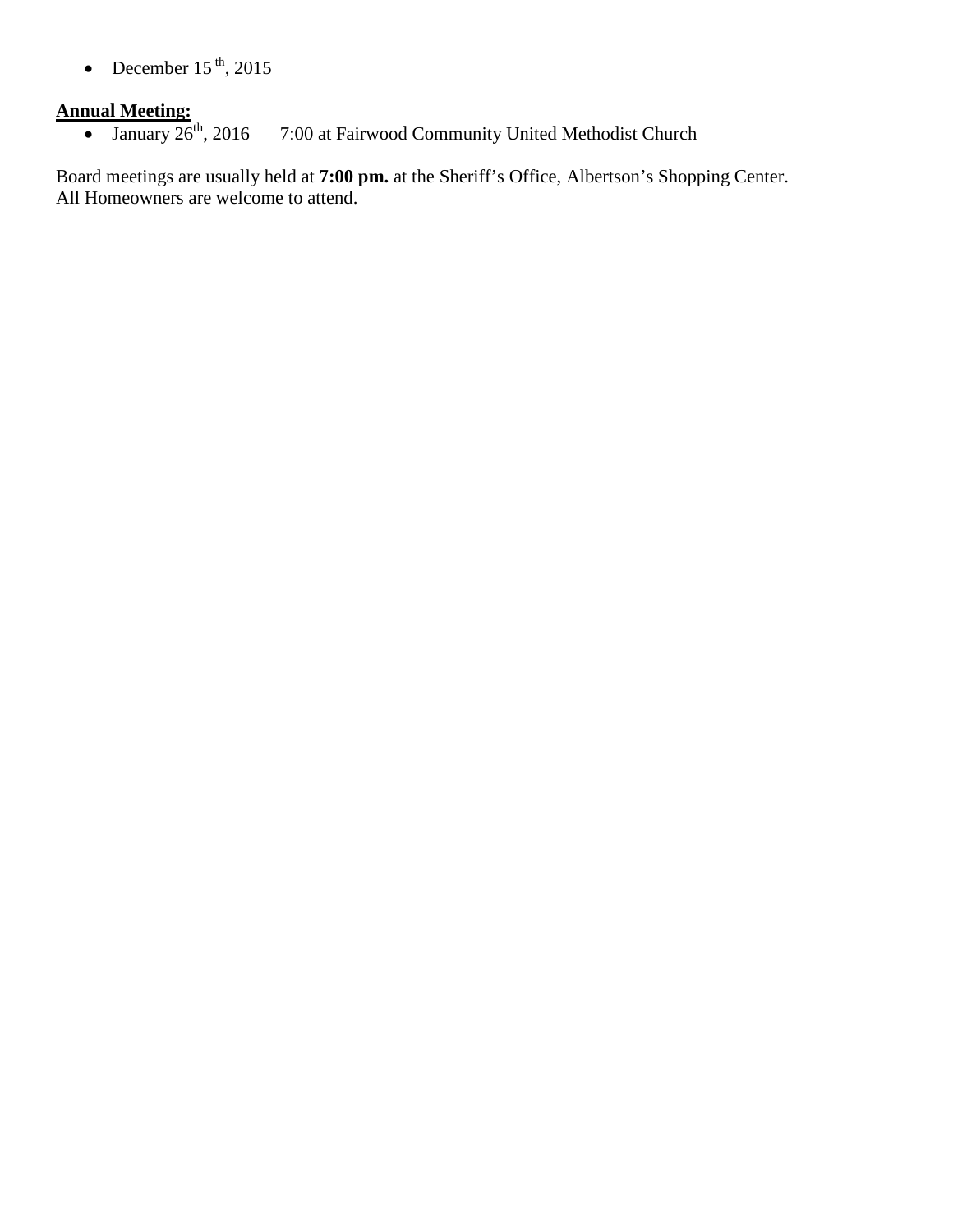- December 15[th], 2015

**Annual Meeting:**

- January 26[th], 2016   7:00 at Fairwood Community United Methodist Church

Board meetings are usually held at **7:00 pm.** at the Sheriff's Office, Albertson's Shopping Center.
All Homeowners are welcome to attend.